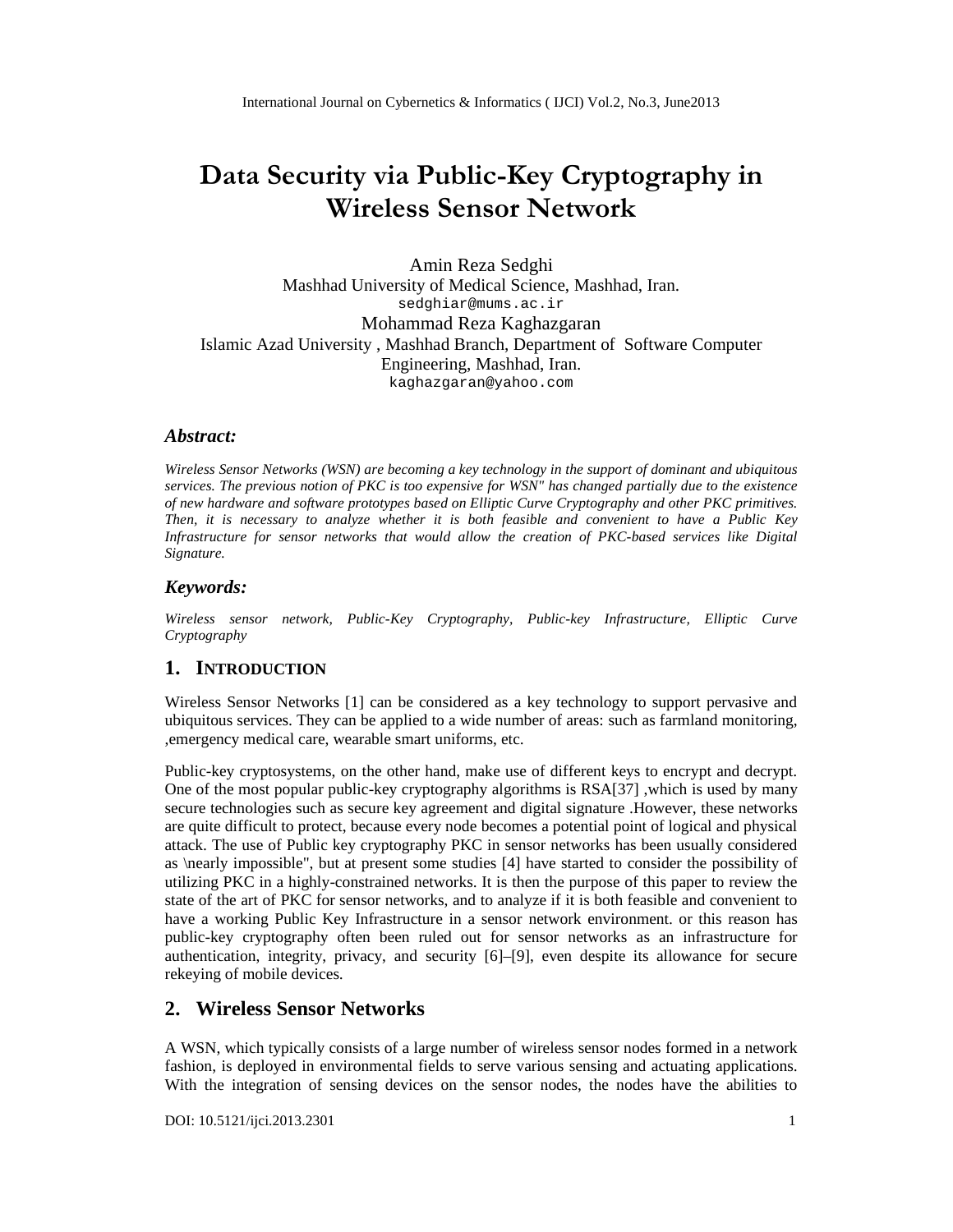# Data Security via Public-Key Cryptography in Wireless Sensor Network

Amin Reza Sedghi
Mashhad University of Medical Science, Mashhad, Iran.
sedghiar@mums.ac.ir

Mohammad Reza Kaghazgaran
Islamic Azad University , Mashhad Branch, Department of Software Computer Engineering, Mashhad, Iran.
kaghazgaran@yahoo.com

### *Abstract:*

*Wireless Sensor Networks (WSN) are becoming a key technology in the support of dominant and ubiquitous services. The previous notion of PKC is too expensive for WSN" has changed partially due to the existence of new hardware and software prototypes based on Elliptic Curve Cryptography and other PKC primitives. Then, it is necessary to analyze whether it is both feasible and convenient to have a Public Key Infrastructure for sensor networks that would allow the creation of PKC-based services like Digital Signature.*

### *Keywords:*

*Wireless sensor network, Public-Key Cryptography, Public-key Infrastructure, Elliptic Curve Cryptography*

## 1. INTRODUCTION

Wireless Sensor Networks [1] can be considered as a key technology to support pervasive and ubiquitous services. They can be applied to a wide number of areas: such as farmland monitoring, ,emergency medical care, wearable smart uniforms, etc.

Public-key cryptosystems, on the other hand, make use of different keys to encrypt and decrypt. One of the most popular public-key cryptography algorithms is RSA[37] ,which is used by many secure technologies such as secure key agreement and digital signature .However, these networks are quite difficult to protect, because every node becomes a potential point of logical and physical attack. The use of Public key cryptography PKC in sensor networks has been usually considered as \nearly impossible", but at present some studies [4] have started to consider the possibility of utilizing PKC in a highly-constrained networks. It is then the purpose of this paper to review the state of the art of PKC for sensor networks, and to analyze if it is both feasible and convenient to have a working Public Key Infrastructure in a sensor network environment. or this reason has public-key cryptography often been ruled out for sensor networks as an infrastructure for authentication, integrity, privacy, and security [6]–[9], even despite its allowance for secure rekeying of mobile devices.

## 2. Wireless Sensor Networks

A WSN, which typically consists of a large number of wireless sensor nodes formed in a network fashion, is deployed in environmental fields to serve various sensing and actuating applications. With the integration of sensing devices on the sensor nodes, the nodes have the abilities to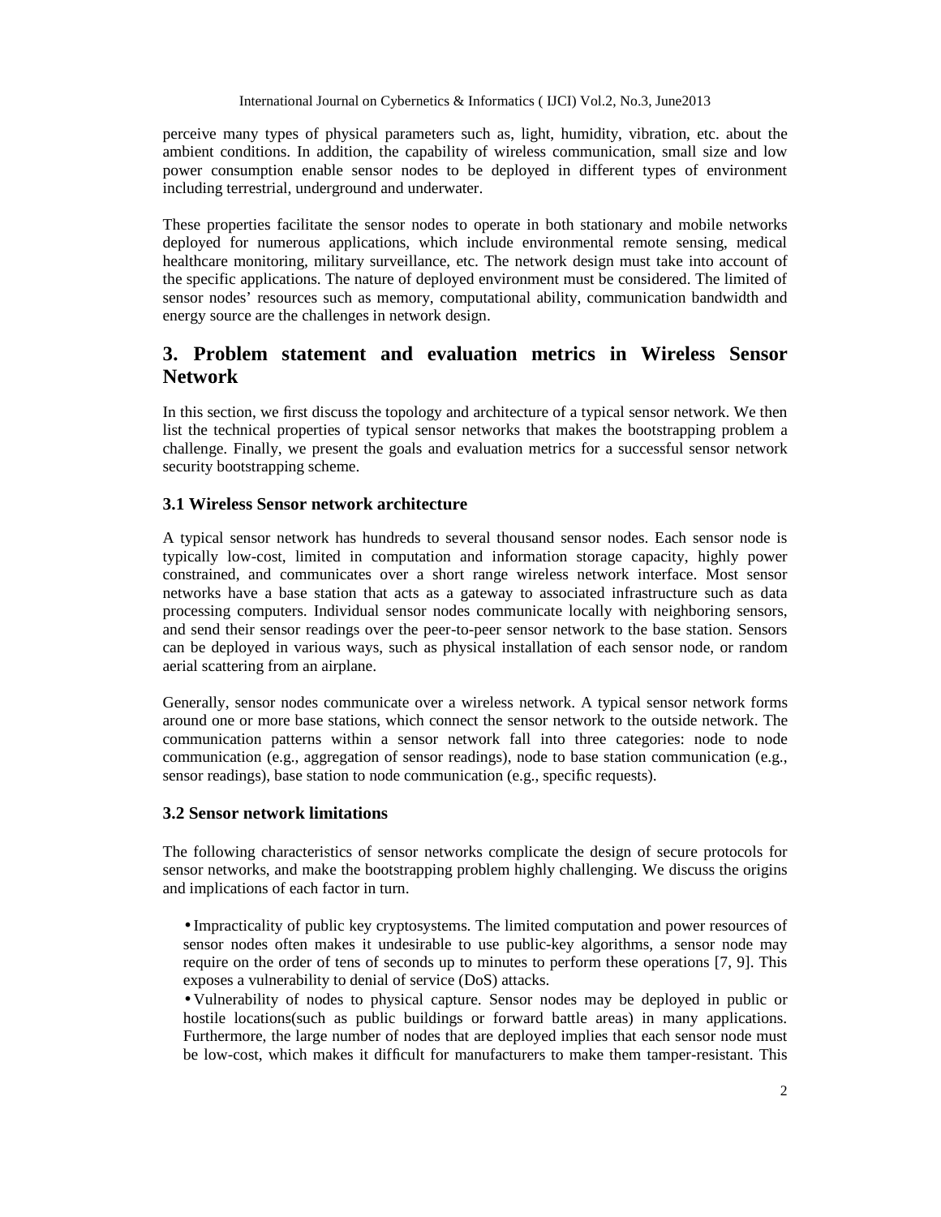perceive many types of physical parameters such as, light, humidity, vibration, etc. about the ambient conditions. In addition, the capability of wireless communication, small size and low power consumption enable sensor nodes to be deployed in different types of environment including terrestrial, underground and underwater.

These properties facilitate the sensor nodes to operate in both stationary and mobile networks deployed for numerous applications, which include environmental remote sensing, medical healthcare monitoring, military surveillance, etc. The network design must take into account of the specific applications. The nature of deployed environment must be considered. The limited of sensor nodes' resources such as memory, computational ability, communication bandwidth and energy source are the challenges in network design.

## 3. Problem statement and evaluation metrics in Wireless Sensor Network

In this section, we first discuss the topology and architecture of a typical sensor network. We then list the technical properties of typical sensor networks that makes the bootstrapping problem a challenge. Finally, we present the goals and evaluation metrics for a successful sensor network security bootstrapping scheme.

### 3.1 Wireless Sensor network architecture

A typical sensor network has hundreds to several thousand sensor nodes. Each sensor node is typically low-cost, limited in computation and information storage capacity, highly power constrained, and communicates over a short range wireless network interface. Most sensor networks have a base station that acts as a gateway to associated infrastructure such as data processing computers. Individual sensor nodes communicate locally with neighboring sensors, and send their sensor readings over the peer-to-peer sensor network to the base station. Sensors can be deployed in various ways, such as physical installation of each sensor node, or random aerial scattering from an airplane.

Generally, sensor nodes communicate over a wireless network. A typical sensor network forms around one or more base stations, which connect the sensor network to the outside network. The communication patterns within a sensor network fall into three categories: node to node communication (e.g., aggregation of sensor readings), node to base station communication (e.g., sensor readings), base station to node communication (e.g., specific requests).

### 3.2 Sensor network limitations

The following characteristics of sensor networks complicate the design of secure protocols for sensor networks, and make the bootstrapping problem highly challenging. We discuss the origins and implications of each factor in turn.

- Impracticality of public key cryptosystems. The limited computation and power resources of sensor nodes often makes it undesirable to use public-key algorithms, a sensor node may require on the order of tens of seconds up to minutes to perform these operations [7, 9]. This exposes a vulnerability to denial of service (DoS) attacks.
- Vulnerability of nodes to physical capture. Sensor nodes may be deployed in public or hostile locations(such as public buildings or forward battle areas) in many applications. Furthermore, the large number of nodes that are deployed implies that each sensor node must be low-cost, which makes it difficult for manufacturers to make them tamper-resistant. This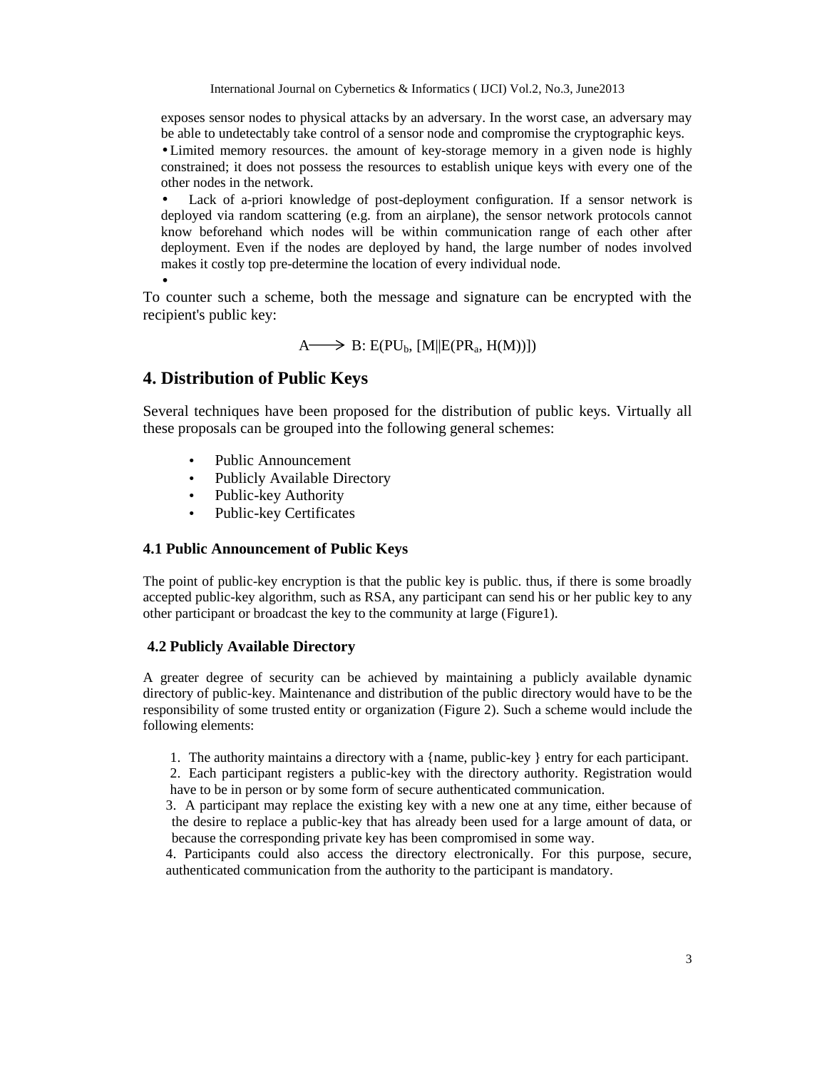exposes sensor nodes to physical attacks by an adversary. In the worst case, an adversary may be able to undetectably take control of a sensor node and compromise the cryptographic keys.

- Limited memory resources. the amount of key-storage memory in a given node is highly constrained; it does not possess the resources to establish unique keys with every one of the other nodes in the network.
- Lack of a-priori knowledge of post-deployment configuration. If a sensor network is deployed via random scattering (e.g. from an airplane), the sensor network protocols cannot know beforehand which nodes will be within communication range of each other after deployment. Even if the nodes are deployed by hand, the large number of nodes involved makes it costly top pre-determine the location of every individual node.
- 

To counter such a scheme, both the message and signature can be encrypted with the recipient's public key:

$$A \longrightarrow B: E(PU_b, [M \| E(PR_a, H(M))])$$

## 4. Distribution of Public Keys

Several techniques have been proposed for the distribution of public keys. Virtually all these proposals can be grouped into the following general schemes:

- Public Announcement
- Publicly Available Directory
- Public-key Authority
- Public-key Certificates

### 4.1 Public Announcement of Public Keys

The point of public-key encryption is that the public key is public. thus, if there is some broadly accepted public-key algorithm, such as RSA, any participant can send his or her public key to any other participant or broadcast the key to the community at large (Figure1).

### 4.2 Publicly Available Directory

A greater degree of security can be achieved by maintaining a publicly available dynamic directory of public-key. Maintenance and distribution of the public directory would have to be the responsibility of some trusted entity or organization (Figure 2). Such a scheme would include the following elements:

1. The authority maintains a directory with a {name, public-key } entry for each participant.
2. Each participant registers a public-key with the directory authority. Registration would have to be in person or by some form of secure authenticated communication.
3. A participant may replace the existing key with a new one at any time, either because of the desire to replace a public-key that has already been used for a large amount of data, or because the corresponding private key has been compromised in some way.
4. Participants could also access the directory electronically. For this purpose, secure, authenticated communication from the authority to the participant is mandatory.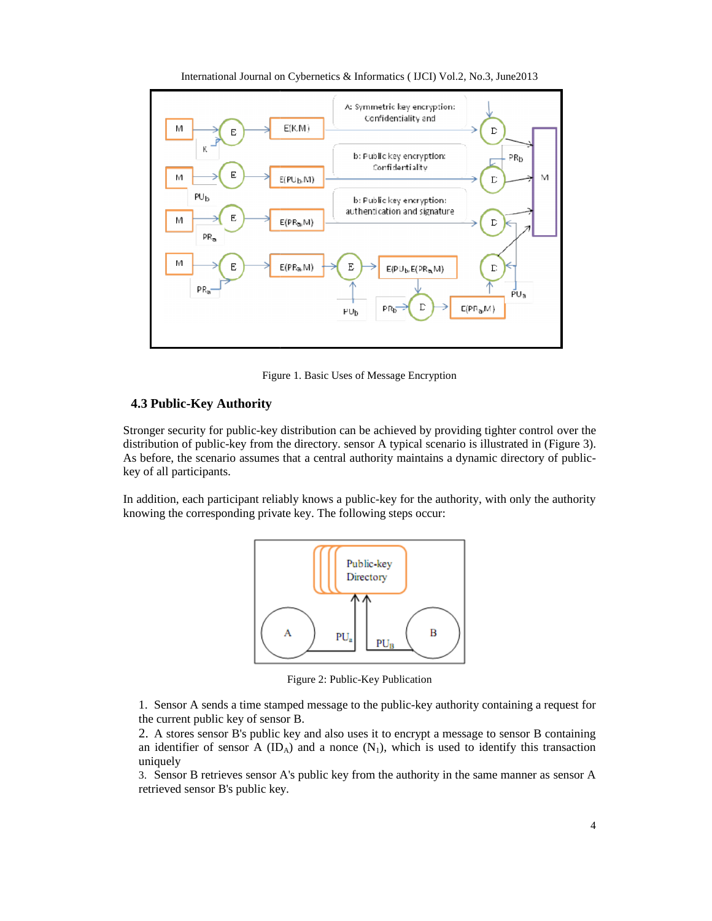Figure 1. Basic Uses of Message Encryption

### 4.3 Public-Key Authority

Stronger security for public-key distribution can be achieved by providing tighter control over the distribution of public-key from the directory. sensor A typical scenario is illustrated in (Figure 3). As before, the scenario assumes that a central authority maintains a dynamic directory of public-key of all participants.

In addition, each participant reliably knows a public-key for the authority, with only the authority knowing the corresponding private key. The following steps occur:

Figure 2: Public-Key Publication

1. Sensor A sends a time stamped message to the public-key authority containing a request for the current public key of sensor B.
2. A stores sensor B's public key and also uses it to encrypt a message to sensor B containing an identifier of sensor A ($ID_A$) and a nonce ($N_1$), which is used to identify this transaction uniquely
3. Sensor B retrieves sensor A's public key from the authority in the same manner as sensor A retrieved sensor B's public key.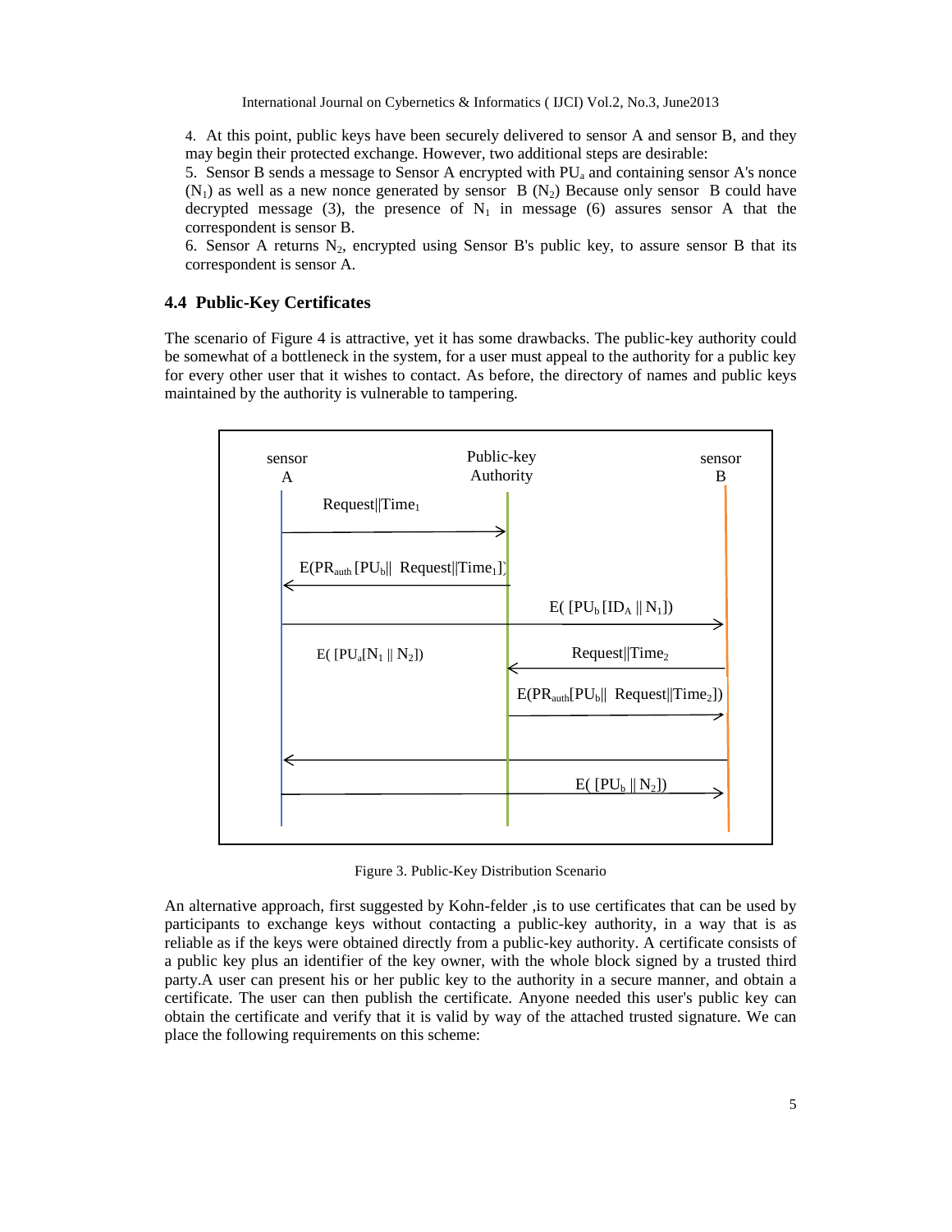4. At this point, public keys have been securely delivered to sensor A and sensor B, and they may begin their protected exchange. However, two additional steps are desirable:

5. Sensor B sends a message to Sensor A encrypted with $PU_a$ and containing sensor A's nonce ($N_1$) as well as a new nonce generated by sensor B ($N_2$) Because only sensor B could have decrypted message (3), the presence of $N_1$ in message (6) assures sensor A that the correspondent is sensor B.

6. Sensor A returns $N_2$, encrypted using Sensor B's public key, to assure sensor B that its correspondent is sensor A.

### 4.4 Public-Key Certificates

The scenario of Figure 4 is attractive, yet it has some drawbacks. The public-key authority could be somewhat of a bottleneck in the system, for a user must appeal to the authority for a public key for every other user that it wishes to contact. As before, the directory of names and public keys maintained by the authority is vulnerable to tampering.

sensor A | Public-key Authority | sensor B

- Request||$Time_1$ (A → Authority)
- $E(PR_{auth} [PU_b||$ Request||$Time_1])$ (Authority → A)
- $E( [PU_b [ID_A || N_1])$ (A → B)
- Request||$Time_2$ (B → Authority)
- $E(PR_{auth}[PU_b||$ Request||$Time_2])$ (Authority → B)
- $E( [PU_a[N_1 || N_2])$ (B → A)
- $E( [PU_b || N_2])$ (A → B)

Figure 3. Public-Key Distribution Scenario

An alternative approach, first suggested by Kohn-felder ,is to use certificates that can be used by participants to exchange keys without contacting a public-key authority, in a way that is as reliable as if the keys were obtained directly from a public-key authority. A certificate consists of a public key plus an identifier of the key owner, with the whole block signed by a trusted third party.A user can present his or her public key to the authority in a secure manner, and obtain a certificate. The user can then publish the certificate. Anyone needed this user's public key can obtain the certificate and verify that it is valid by way of the attached trusted signature. We can place the following requirements on this scheme: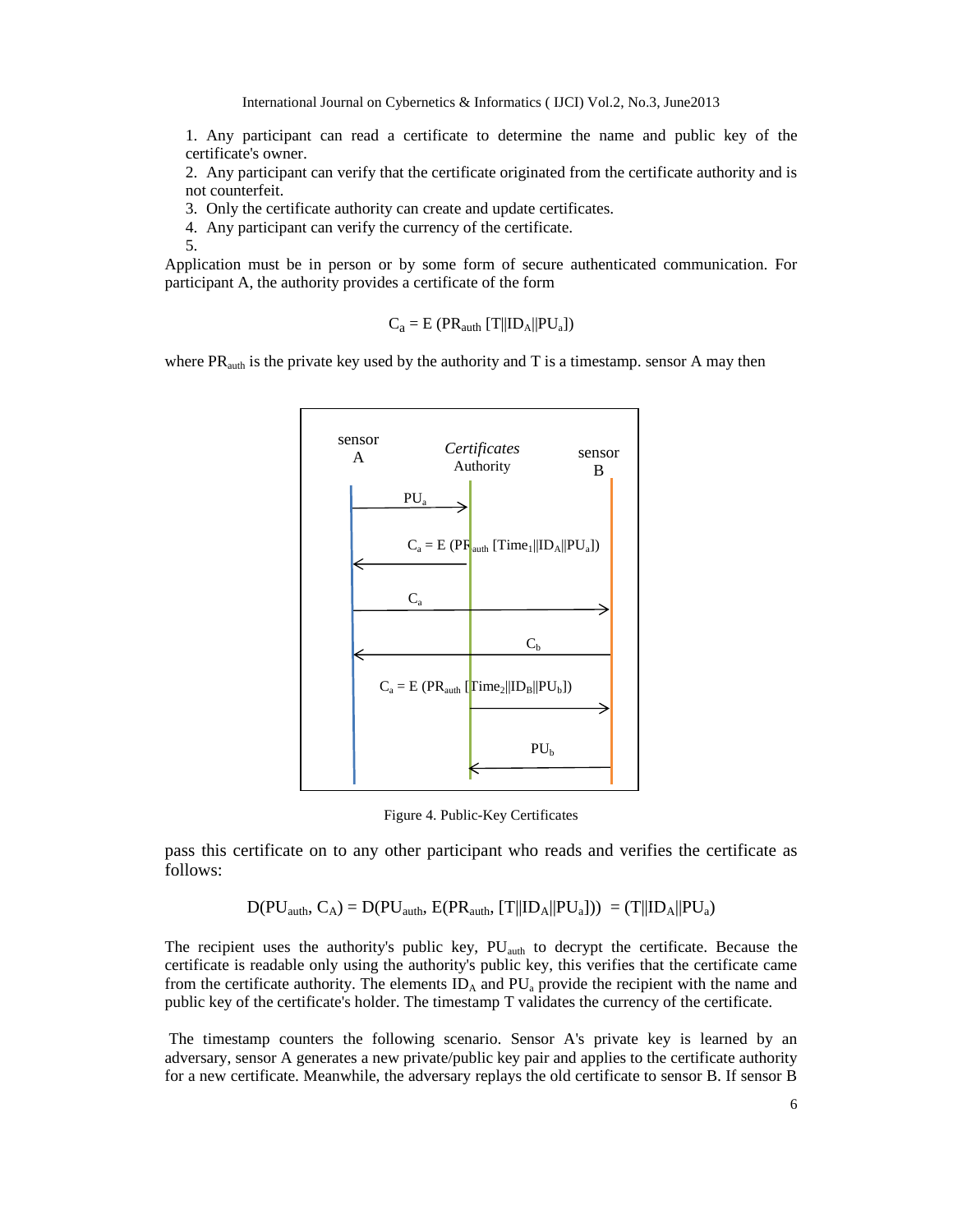1. Any participant can read a certificate to determine the name and public key of the certificate's owner.
2. Any participant can verify that the certificate originated from the certificate authority and is not counterfeit.
3. Only the certificate authority can create and update certificates.
4. Any participant can verify the currency of the certificate.
5.

Application must be in person or by some form of secure authenticated communication. For participant A, the authority provides a certificate of the form

$$C_a = E\,(PR_{auth}\,[T||ID_A||PU_a])$$

where $PR_{auth}$ is the private key used by the authority and T is a timestamp. sensor A may then

Figure 4. Public-Key Certificates

pass this certificate on to any other participant who reads and verifies the certificate as follows:

$$D(PU_{auth}, C_A) = D(PU_{auth}, E(PR_{auth}, [T||ID_A||PU_a])) = (T||ID_A||PU_a)$$

The recipient uses the authority's public key, $PU_{auth}$ to decrypt the certificate. Because the certificate is readable only using the authority's public key, this verifies that the certificate came from the certificate authority. The elements $ID_A$ and $PU_a$ provide the recipient with the name and public key of the certificate's holder. The timestamp T validates the currency of the certificate.

The timestamp counters the following scenario. Sensor A's private key is learned by an adversary, sensor A generates a new private/public key pair and applies to the certificate authority for a new certificate. Meanwhile, the adversary replays the old certificate to sensor B. If sensor B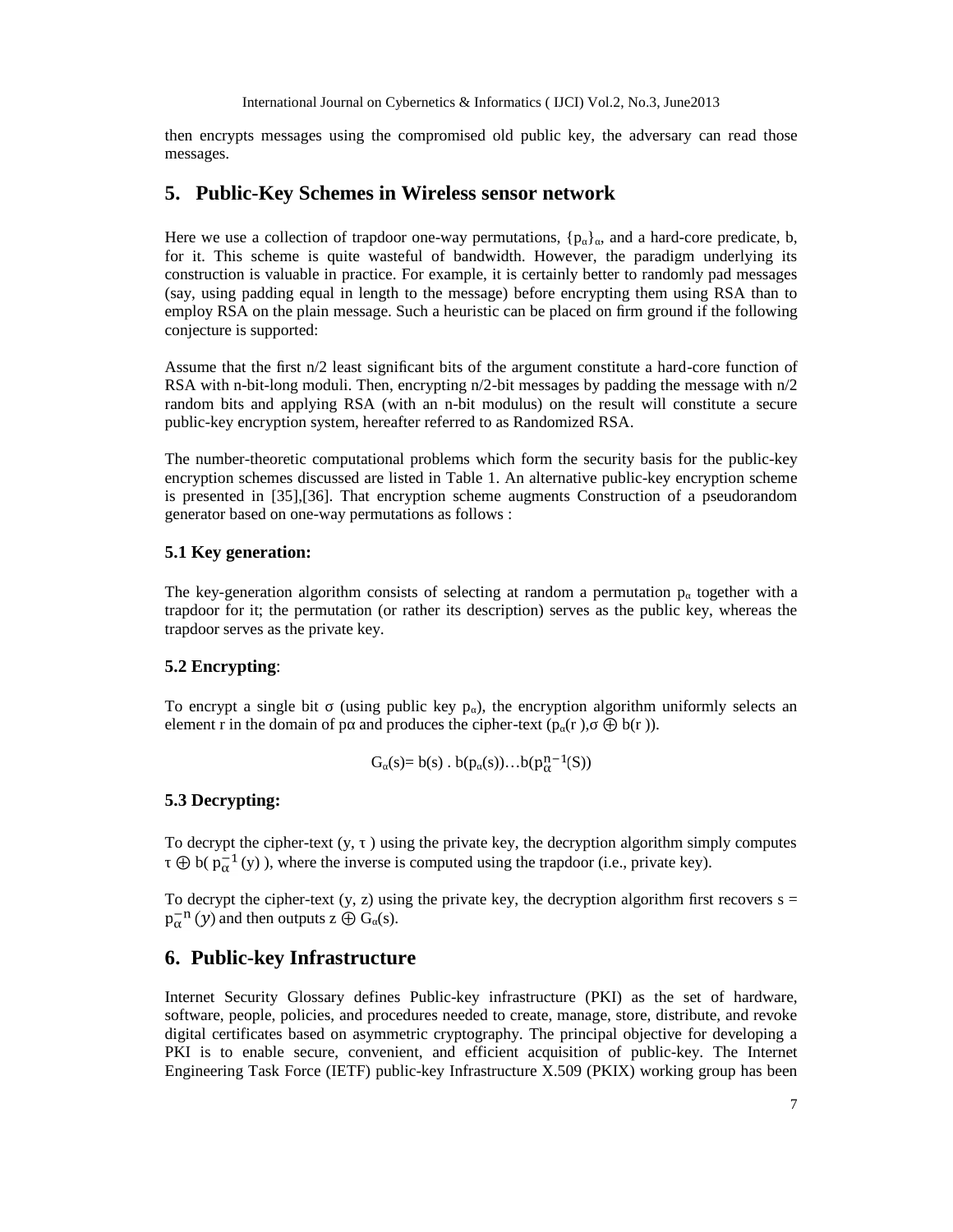then encrypts messages using the compromised old public key, the adversary can read those messages.

## 5. Public-Key Schemes in Wireless sensor network

Here we use a collection of trapdoor one-way permutations, $\{p_\alpha\}_\alpha$, and a hard-core predicate, b, for it. This scheme is quite wasteful of bandwidth. However, the paradigm underlying its construction is valuable in practice. For example, it is certainly better to randomly pad messages (say, using padding equal in length to the message) before encrypting them using RSA than to employ RSA on the plain message. Such a heuristic can be placed on firm ground if the following conjecture is supported:

Assume that the first n/2 least significant bits of the argument constitute a hard-core function of RSA with n-bit-long moduli. Then, encrypting n/2-bit messages by padding the message with n/2 random bits and applying RSA (with an n-bit modulus) on the result will constitute a secure public-key encryption system, hereafter referred to as Randomized RSA.

The number-theoretic computational problems which form the security basis for the public-key encryption schemes discussed are listed in Table 1. An alternative public-key encryption scheme is presented in [35],[36]. That encryption scheme augments Construction of a pseudorandom generator based on one-way permutations as follows :

### 5.1 Key generation:

The key-generation algorithm consists of selecting at random a permutation $p_\alpha$ together with a trapdoor for it; the permutation (or rather its description) serves as the public key, whereas the trapdoor serves as the private key.

### 5.2 Encrypting:

To encrypt a single bit σ (using public key $p_\alpha$), the encryption algorithm uniformly selects an element r in the domain of pα and produces the cipher-text $(p_\alpha(r), \sigma \oplus b(r))$.

$$G_\alpha(s) = b(s) \,.\, b(p_\alpha(s)) \ldots b(p_\alpha^{n-1}(S))$$

### 5.3 Decrypting:

To decrypt the cipher-text (y, τ) using the private key, the decryption algorithm simply computes $\tau \oplus b(p_\alpha^{-1}(y))$, where the inverse is computed using the trapdoor (i.e., private key).

To decrypt the cipher-text (y, z) using the private key, the decryption algorithm first recovers $s = p_\alpha^{-n}(y)$ and then outputs $z \oplus G_\alpha(s)$.

## 6. Public-key Infrastructure

Internet Security Glossary defines Public-key infrastructure (PKI) as the set of hardware, software, people, policies, and procedures needed to create, manage, store, distribute, and revoke digital certificates based on asymmetric cryptography. The principal objective for developing a PKI is to enable secure, convenient, and efficient acquisition of public-key. The Internet Engineering Task Force (IETF) public-key Infrastructure X.509 (PKIX) working group has been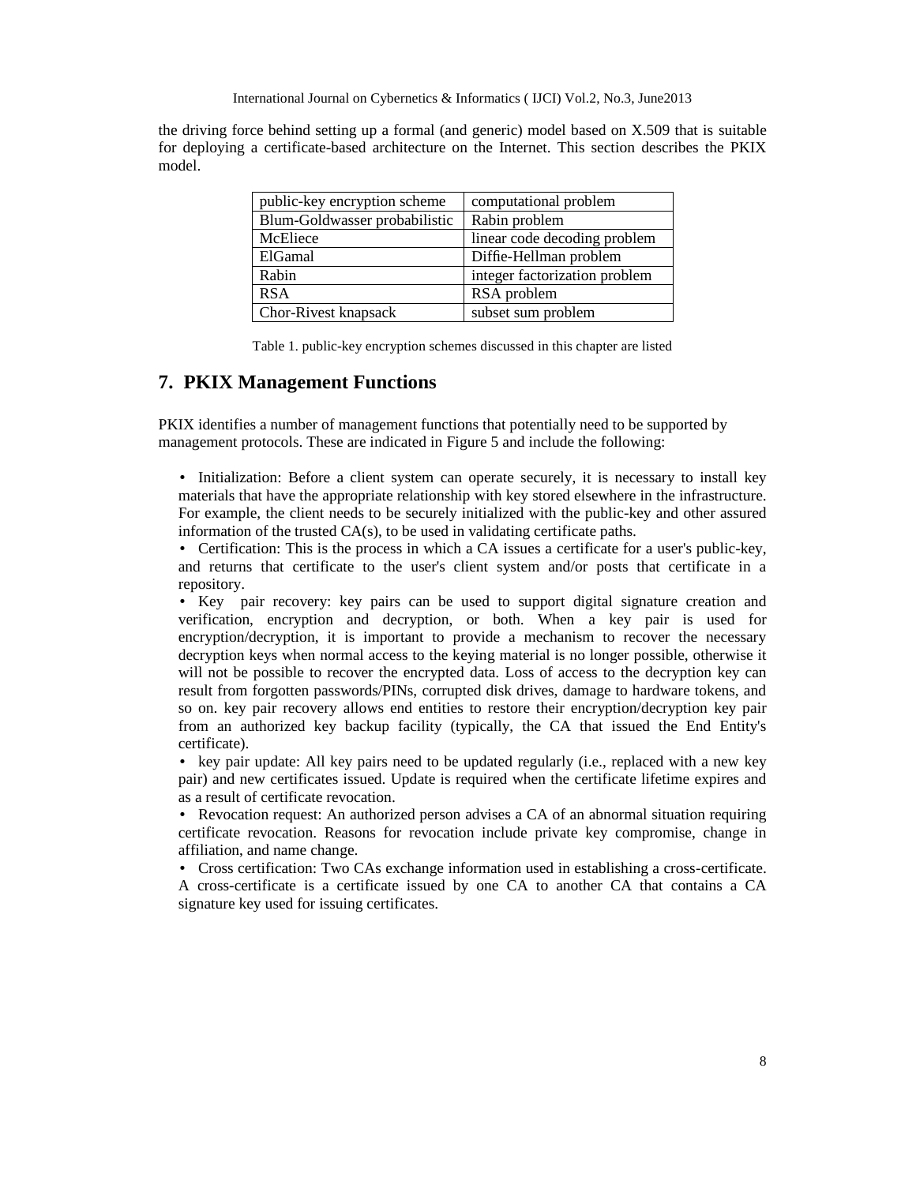the driving force behind setting up a formal (and generic) model based on X.509 that is suitable for deploying a certificate-based architecture on the Internet. This section describes the PKIX model.

| public-key encryption scheme | computational problem |
|---|---|
| Blum-Goldwasser probabilistic | Rabin problem |
| McEliece | linear code decoding problem |
| ElGamal | Diffie-Hellman problem |
| Rabin | integer factorization problem |
| RSA | RSA problem |
| Chor-Rivest knapsack | subset sum problem |

Table 1. public-key encryption schemes discussed in this chapter are listed

## 7. PKIX Management Functions

PKIX identifies a number of management functions that potentially need to be supported by management protocols. These are indicated in Figure 5 and include the following:

- Initialization: Before a client system can operate securely, it is necessary to install key materials that have the appropriate relationship with key stored elsewhere in the infrastructure. For example, the client needs to be securely initialized with the public-key and other assured information of the trusted CA(s), to be used in validating certificate paths.
- Certification: This is the process in which a CA issues a certificate for a user's public-key, and returns that certificate to the user's client system and/or posts that certificate in a repository.
- Key pair recovery: key pairs can be used to support digital signature creation and verification, encryption and decryption, or both. When a key pair is used for encryption/decryption, it is important to provide a mechanism to recover the necessary decryption keys when normal access to the keying material is no longer possible, otherwise it will not be possible to recover the encrypted data. Loss of access to the decryption key can result from forgotten passwords/PINs, corrupted disk drives, damage to hardware tokens, and so on. key pair recovery allows end entities to restore their encryption/decryption key pair from an authorized key backup facility (typically, the CA that issued the End Entity's certificate).
- key pair update: All key pairs need to be updated regularly (i.e., replaced with a new key pair) and new certificates issued. Update is required when the certificate lifetime expires and as a result of certificate revocation.
- Revocation request: An authorized person advises a CA of an abnormal situation requiring certificate revocation. Reasons for revocation include private key compromise, change in affiliation, and name change.
- Cross certification: Two CAs exchange information used in establishing a cross-certificate. A cross-certificate is a certificate issued by one CA to another CA that contains a CA signature key used for issuing certificates.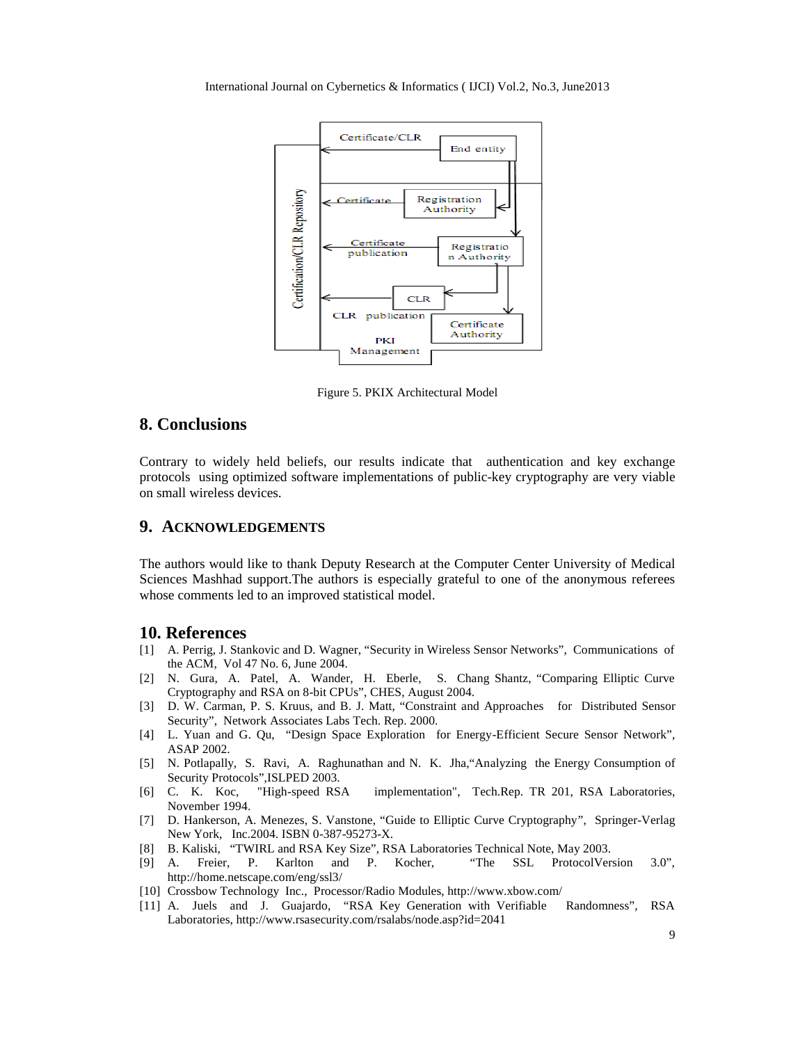Figure 5. PKIX Architectural Model

## 8. Conclusions

Contrary to widely held beliefs, our results indicate that authentication and key exchange protocols using optimized software implementations of public-key cryptography are very viable on small wireless devices.

## 9. ACKNOWLEDGEMENTS

The authors would like to thank Deputy Research at the Computer Center University of Medical Sciences Mashhad support.The authors is especially grateful to one of the anonymous referees whose comments led to an improved statistical model.

## 10. References

[1] A. Perrig, J. Stankovic and D. Wagner, "Security in Wireless Sensor Networks", Communications of the ACM, Vol 47 No. 6, June 2004.

[2] N. Gura, A. Patel, A. Wander, H. Eberle, S. Chang Shantz, "Comparing Elliptic Curve Cryptography and RSA on 8-bit CPUs", CHES, August 2004.

[3] D. W. Carman, P. S. Kruus, and B. J. Matt, "Constraint and Approaches for Distributed Sensor Security", Network Associates Labs Tech. Rep. 2000.

[4] L. Yuan and G. Qu, "Design Space Exploration for Energy-Efficient Secure Sensor Network", ASAP 2002.

[5] N. Potlapally, S. Ravi, A. Raghunathan and N. K. Jha,"Analyzing the Energy Consumption of Security Protocols",ISLPED 2003.

[6] C. K. Koc, "High-speed RSA implementation", Tech.Rep. TR 201, RSA Laboratories, November 1994.

[7] D. Hankerson, A. Menezes, S. Vanstone, "Guide to Elliptic Curve Cryptography", Springer-Verlag New York, Inc.2004. ISBN 0-387-95273-X.

[8] B. Kaliski, "TWIRL and RSA Key Size", RSA Laboratories Technical Note, May 2003.

[9] A. Freier, P. Karlton and P. Kocher, "The SSL ProtocolVersion 3.0", http://home.netscape.com/eng/ssl3/

[10] Crossbow Technology Inc., Processor/Radio Modules, http://www.xbow.com/

[11] A. Juels and J. Guajardo, "RSA Key Generation with Verifiable Randomness", RSA Laboratories, http://www.rsasecurity.com/rsalabs/node.asp?id=2041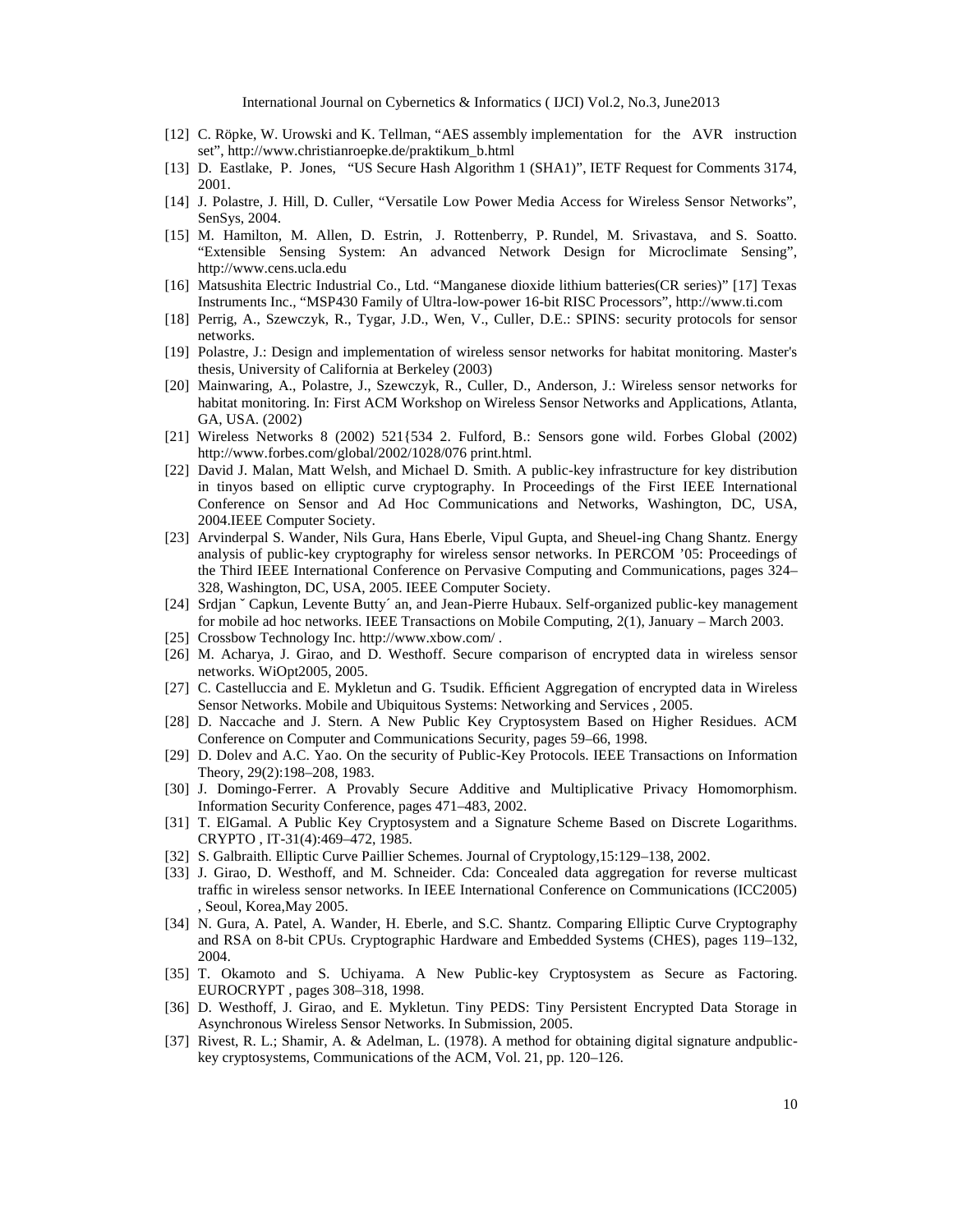[12] C. Röpke, W. Urowski and K. Tellman, "AES assembly implementation for the AVR instruction set", http://www.christianroepke.de/praktikum_b.html

[13] D. Eastlake, P. Jones, "US Secure Hash Algorithm 1 (SHA1)", IETF Request for Comments 3174, 2001.

[14] J. Polastre, J. Hill, D. Culler, "Versatile Low Power Media Access for Wireless Sensor Networks", SenSys, 2004.

[15] M. Hamilton, M. Allen, D. Estrin, J. Rottenberry, P. Rundel, M. Srivastava, and S. Soatto. "Extensible Sensing System: An advanced Network Design for Microclimate Sensing", http://www.cens.ucla.edu

[16] Matsushita Electric Industrial Co., Ltd. "Manganese dioxide lithium batteries(CR series)" [17] Texas Instruments Inc., "MSP430 Family of Ultra-low-power 16-bit RISC Processors", http://www.ti.com

[18] Perrig, A., Szewczyk, R., Tygar, J.D., Wen, V., Culler, D.E.: SPINS: security protocols for sensor networks.

[19] Polastre, J.: Design and implementation of wireless sensor networks for habitat monitoring. Master's thesis, University of California at Berkeley (2003)

[20] Mainwaring, A., Polastre, J., Szewczyk, R., Culler, D., Anderson, J.: Wireless sensor networks for habitat monitoring. In: First ACM Workshop on Wireless Sensor Networks and Applications, Atlanta, GA, USA. (2002)

[21] Wireless Networks 8 (2002) 521{534 2. Fulford, B.: Sensors gone wild. Forbes Global (2002) http://www.forbes.com/global/2002/1028/076 print.html.

[22] David J. Malan, Matt Welsh, and Michael D. Smith. A public-key infrastructure for key distribution in tinyos based on elliptic curve cryptography. In Proceedings of the First IEEE International Conference on Sensor and Ad Hoc Communications and Networks, Washington, DC, USA, 2004.IEEE Computer Society.

[23] Arvinderpal S. Wander, Nils Gura, Hans Eberle, Vipul Gupta, and Sheuel-ing Chang Shantz. Energy analysis of public-key cryptography for wireless sensor networks. In PERCOM '05: Proceedings of the Third IEEE International Conference on Pervasive Computing and Communications, pages 324–328, Washington, DC, USA, 2005. IEEE Computer Society.

[24] Srdjan ˇ Capkun, Levente Butty´ an, and Jean-Pierre Hubaux. Self-organized public-key management for mobile ad hoc networks. IEEE Transactions on Mobile Computing, 2(1), January – March 2003.

[25] Crossbow Technology Inc. http://www.xbow.com/ .

[26] M. Acharya, J. Girao, and D. Westhoff. Secure comparison of encrypted data in wireless sensor networks. WiOpt2005, 2005.

[27] C. Castelluccia and E. Mykletun and G. Tsudik. Efficient Aggregation of encrypted data in Wireless Sensor Networks. Mobile and Ubiquitous Systems: Networking and Services , 2005.

[28] D. Naccache and J. Stern. A New Public Key Cryptosystem Based on Higher Residues. ACM Conference on Computer and Communications Security, pages 59–66, 1998.

[29] D. Dolev and A.C. Yao. On the security of Public-Key Protocols. IEEE Transactions on Information Theory, 29(2):198–208, 1983.

[30] J. Domingo-Ferrer. A Provably Secure Additive and Multiplicative Privacy Homomorphism. Information Security Conference, pages 471–483, 2002.

[31] T. ElGamal. A Public Key Cryptosystem and a Signature Scheme Based on Discrete Logarithms. CRYPTO , IT-31(4):469–472, 1985.

[32] S. Galbraith. Elliptic Curve Paillier Schemes. Journal of Cryptology,15:129–138, 2002.

[33] J. Girao, D. Westhoff, and M. Schneider. Cda: Concealed data aggregation for reverse multicast traffic in wireless sensor networks. In IEEE International Conference on Communications (ICC2005) , Seoul, Korea,May 2005.

[34] N. Gura, A. Patel, A. Wander, H. Eberle, and S.C. Shantz. Comparing Elliptic Curve Cryptography and RSA on 8-bit CPUs. Cryptographic Hardware and Embedded Systems (CHES), pages 119–132, 2004.

[35] T. Okamoto and S. Uchiyama. A New Public-key Cryptosystem as Secure as Factoring. EUROCRYPT , pages 308–318, 1998.

[36] D. Westhoff, J. Girao, and E. Mykletun. Tiny PEDS: Tiny Persistent Encrypted Data Storage in Asynchronous Wireless Sensor Networks. In Submission, 2005.

[37] Rivest, R. L.; Shamir, A. & Adelman, L. (1978). A method for obtaining digital signature andpublic-key cryptosystems, Communications of the ACM, Vol. 21, pp. 120–126.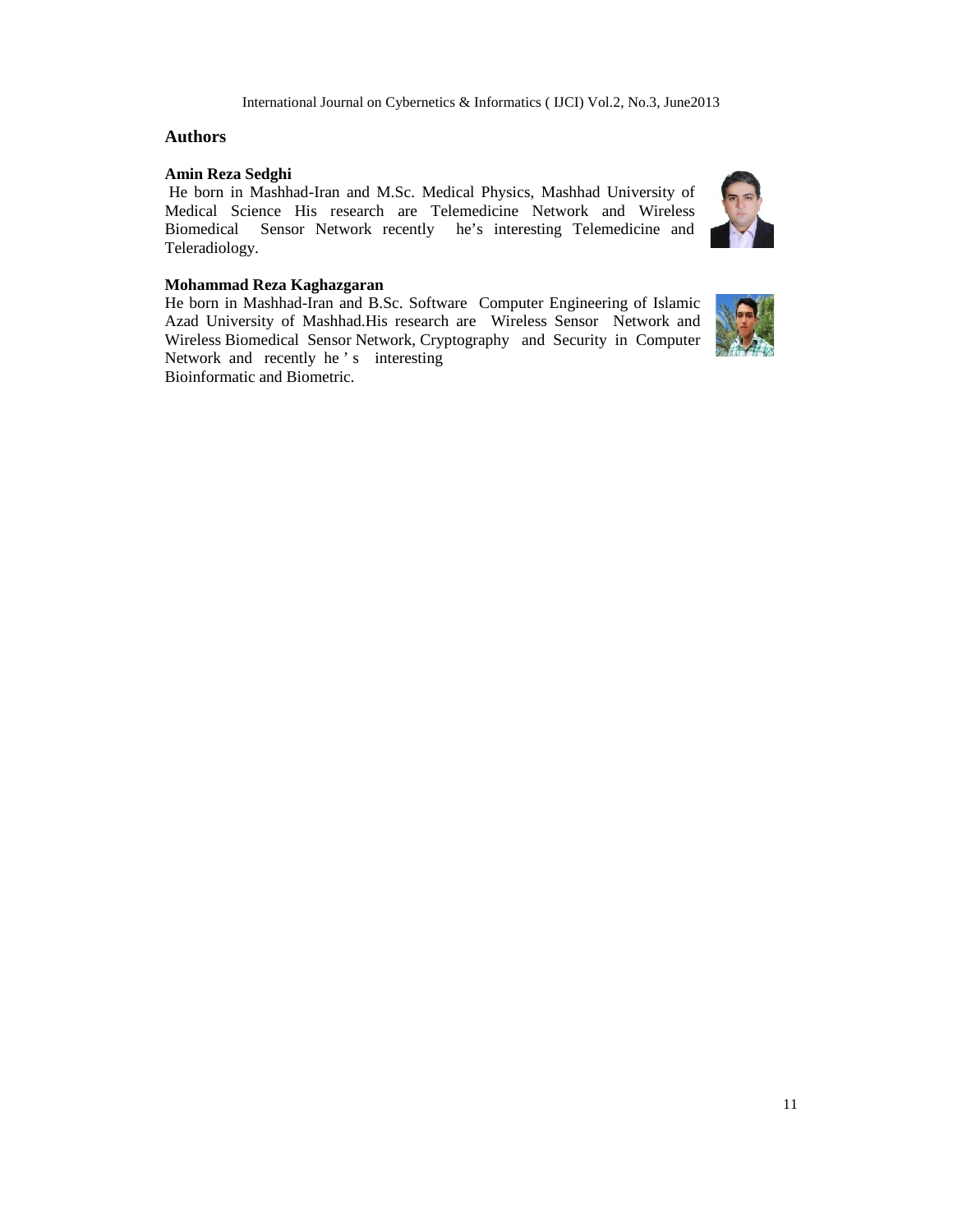## Authors

**Amin Reza Sedghi**

He born in Mashhad-Iran and M.Sc. Medical Physics, Mashhad University of Medical Science His research are Telemedicine Network and Wireless Biomedical Sensor Network recently he's interesting Telemedicine and Teleradiology.

**Mohammad Reza Kaghazgaran**

He born in Mashhad-Iran and B.Sc. Software Computer Engineering of Islamic Azad University of Mashhad.His research are Wireless Sensor Network and Wireless Biomedical Sensor Network, Cryptography and Security in Computer Network and recently he ' s interesting Bioinformatic and Biometric.